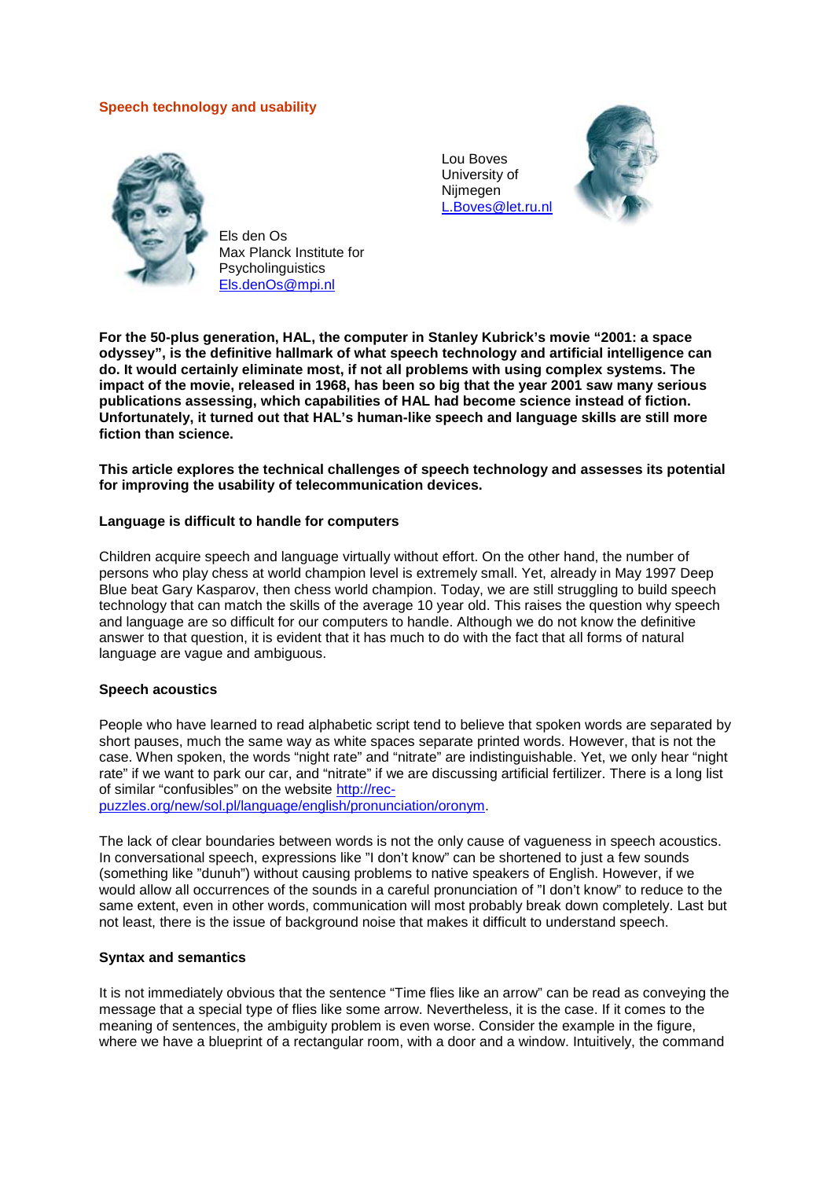## Speech technology and usability

Lou Boves
University of Nijmegen
L.Boves@let.ru.nl

Els den Os
Max Planck Institute for Psycholinguistics
Els.denOs@mpi.nl

**For the 50-plus generation, HAL, the computer in Stanley Kubrick's movie "2001: a space odyssey", is the definitive hallmark of what speech technology and artificial intelligence can do. It would certainly eliminate most, if not all problems with using complex systems. The impact of the movie, released in 1968, has been so big that the year 2001 saw many serious publications assessing, which capabilities of HAL had become science instead of fiction. Unfortunately, it turned out that HAL's human-like speech and language skills are still more fiction than science.**

**This article explores the technical challenges of speech technology and assesses its potential for improving the usability of telecommunication devices.**

### Language is difficult to handle for computers

Children acquire speech and language virtually without effort. On the other hand, the number of persons who play chess at world champion level is extremely small. Yet, already in May 1997 Deep Blue beat Gary Kasparov, then chess world champion. Today, we are still struggling to build speech technology that can match the skills of the average 10 year old. This raises the question why speech and language are so difficult for our computers to handle. Although we do not know the definitive answer to that question, it is evident that it has much to do with the fact that all forms of natural language are vague and ambiguous.

### Speech acoustics

People who have learned to read alphabetic script tend to believe that spoken words are separated by short pauses, much the same way as white spaces separate printed words. However, that is not the case. When spoken, the words "night rate" and "nitrate" are indistinguishable. Yet, we only hear "night rate" if we want to park our car, and "nitrate" if we are discussing artificial fertilizer. There is a long list of similar "confusibles" on the website http://rec-puzzles.org/new/sol.pl/language/english/pronunciation/oronym.

The lack of clear boundaries between words is not the only cause of vagueness in speech acoustics. In conversational speech, expressions like "I don't know" can be shortened to just a few sounds (something like "dunuh") without causing problems to native speakers of English. However, if we would allow all occurrences of the sounds in a careful pronunciation of "I don't know" to reduce to the same extent, even in other words, communication will most probably break down completely. Last but not least, there is the issue of background noise that makes it difficult to understand speech.

### Syntax and semantics

It is not immediately obvious that the sentence "Time flies like an arrow" can be read as conveying the message that a special type of flies like some arrow. Nevertheless, it is the case. If it comes to the meaning of sentences, the ambiguity problem is even worse. Consider the example in the figure, where we have a blueprint of a rectangular room, with a door and a window. Intuitively, the command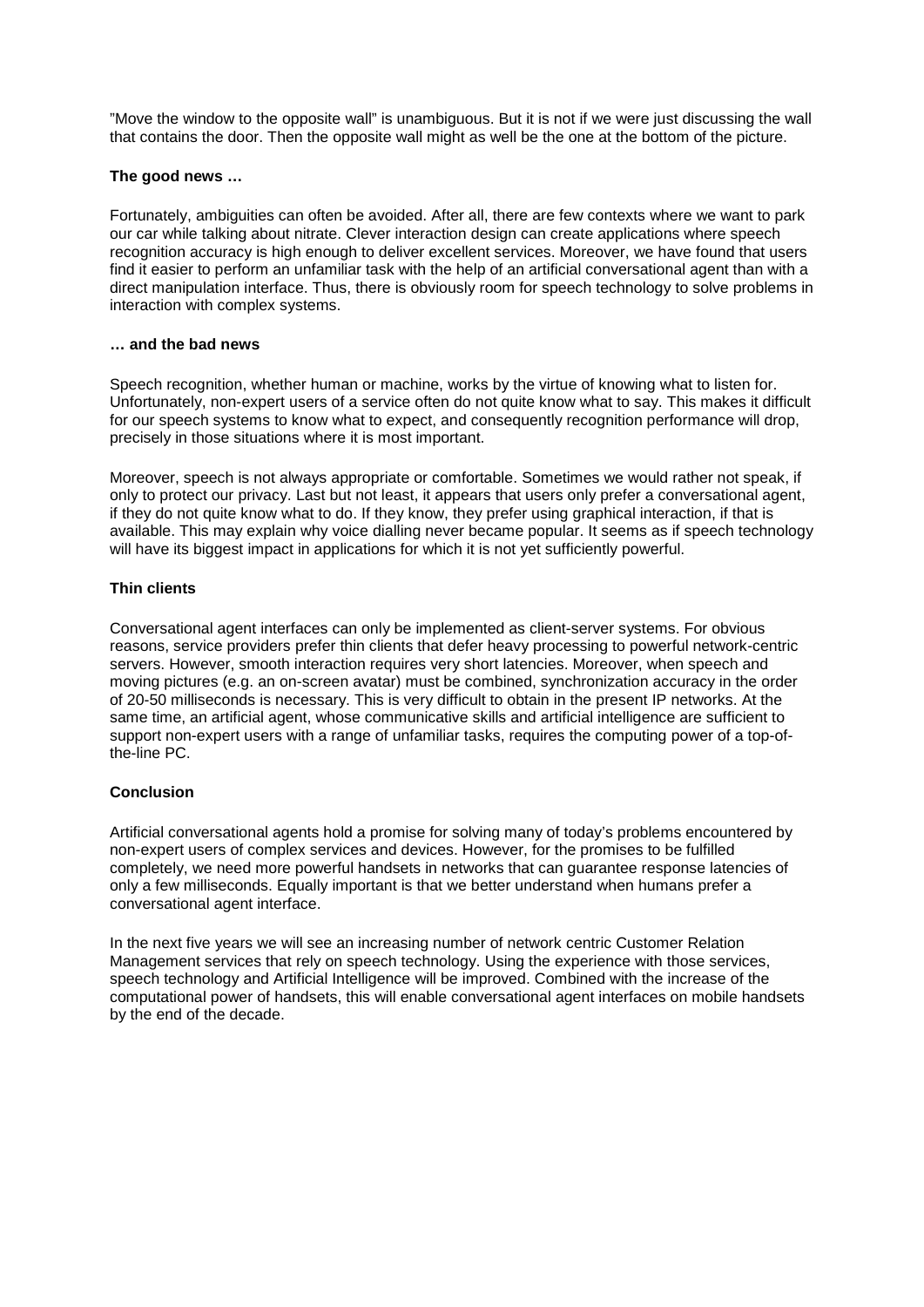”Move the window to the opposite wall” is unambiguous. But it is not if we were just discussing the wall that contains the door. Then the opposite wall might as well be the one at the bottom of the picture.

**The good news …**

Fortunately, ambiguities can often be avoided. After all, there are few contexts where we want to park our car while talking about nitrate. Clever interaction design can create applications where speech recognition accuracy is high enough to deliver excellent services. Moreover, we have found that users find it easier to perform an unfamiliar task with the help of an artificial conversational agent than with a direct manipulation interface. Thus, there is obviously room for speech technology to solve problems in interaction with complex systems.

**… and the bad news**

Speech recognition, whether human or machine, works by the virtue of knowing what to listen for. Unfortunately, non-expert users of a service often do not quite know what to say. This makes it difficult for our speech systems to know what to expect, and consequently recognition performance will drop, precisely in those situations where it is most important.

Moreover, speech is not always appropriate or comfortable. Sometimes we would rather not speak, if only to protect our privacy. Last but not least, it appears that users only prefer a conversational agent, if they do not quite know what to do. If they know, they prefer using graphical interaction, if that is available. This may explain why voice dialling never became popular. It seems as if speech technology will have its biggest impact in applications for which it is not yet sufficiently powerful.

**Thin clients**

Conversational agent interfaces can only be implemented as client-server systems. For obvious reasons, service providers prefer thin clients that defer heavy processing to powerful network-centric servers. However, smooth interaction requires very short latencies. Moreover, when speech and moving pictures (e.g. an on-screen avatar) must be combined, synchronization accuracy in the order of 20-50 milliseconds is necessary. This is very difficult to obtain in the present IP networks. At the same time, an artificial agent, whose communicative skills and artificial intelligence are sufficient to support non-expert users with a range of unfamiliar tasks, requires the computing power of a top-of-the-line PC.

**Conclusion**

Artificial conversational agents hold a promise for solving many of today’s problems encountered by non-expert users of complex services and devices. However, for the promises to be fulfilled completely, we need more powerful handsets in networks that can guarantee response latencies of only a few milliseconds. Equally important is that we better understand when humans prefer a conversational agent interface.

In the next five years we will see an increasing number of network centric Customer Relation Management services that rely on speech technology. Using the experience with those services, speech technology and Artificial Intelligence will be improved. Combined with the increase of the computational power of handsets, this will enable conversational agent interfaces on mobile handsets by the end of the decade.